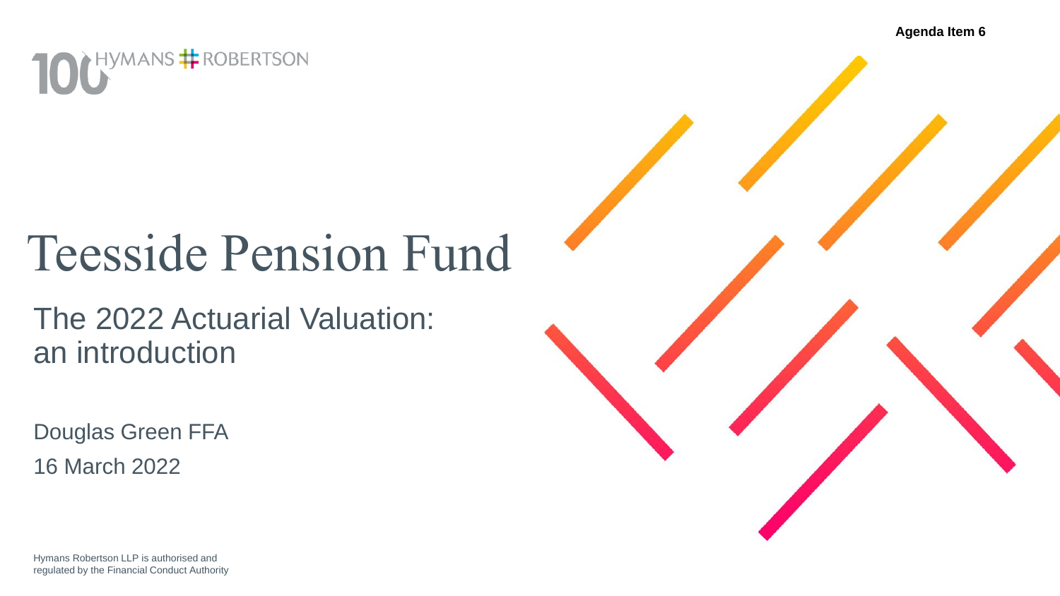Agenda Item 6

HYMANS ROBERTSON

# Teesside Pension Fund

## The 2022 Actuarial Valuation: an introduction

Douglas Green FFA

16 March 2022

Hymans Robertson LLP is authorised and regulated by the Financial Conduct Authority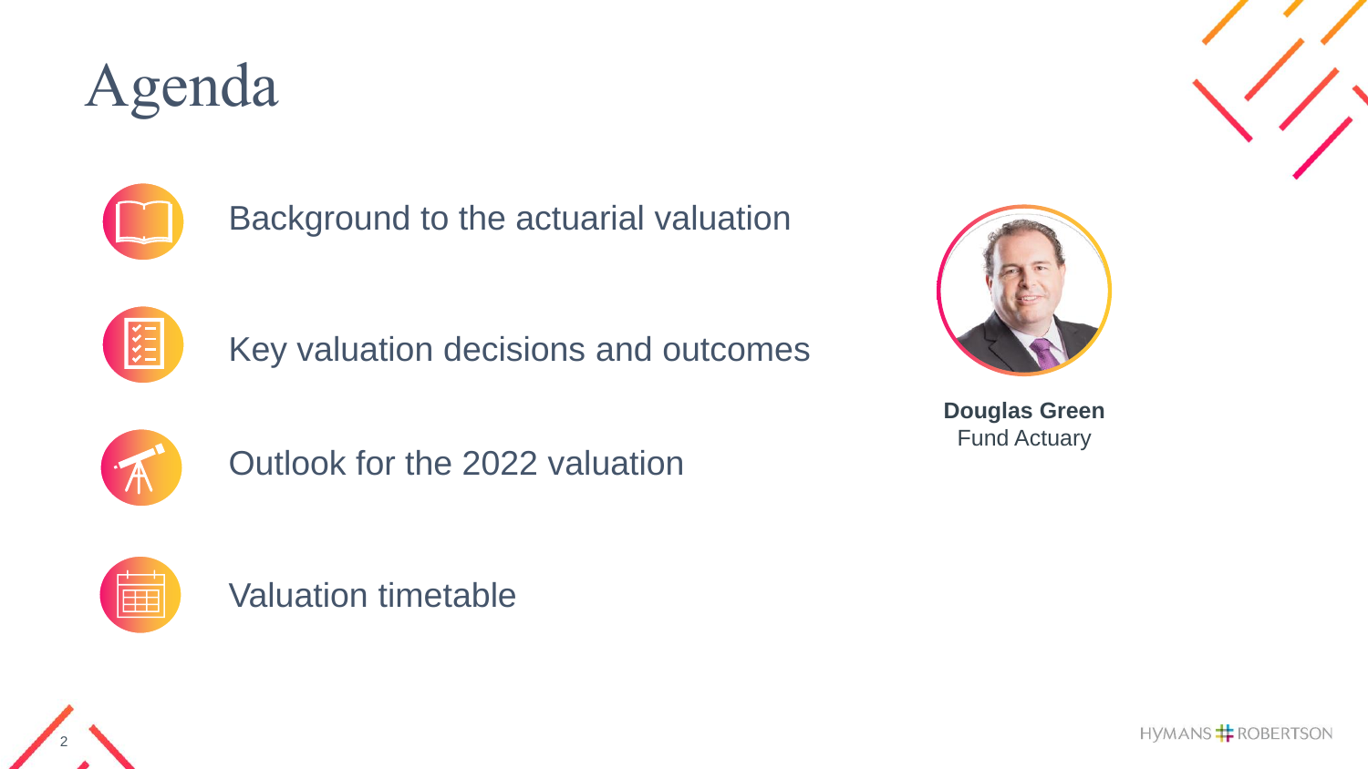# Agenda

- Background to the actuarial valuation
- Key valuation decisions and outcomes
- Outlook for the 2022 valuation
- Valuation timetable

**Douglas Green**
Fund Actuary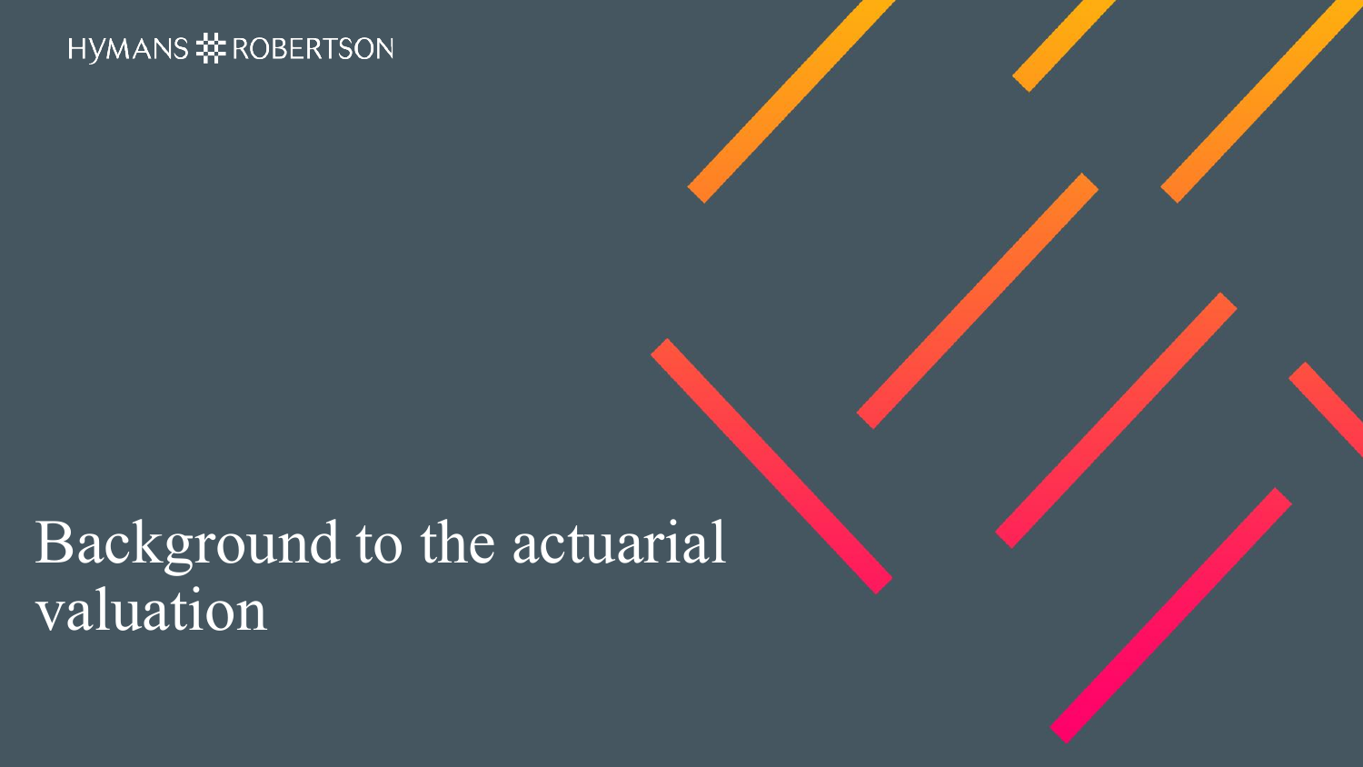# Background to the actuarial valuation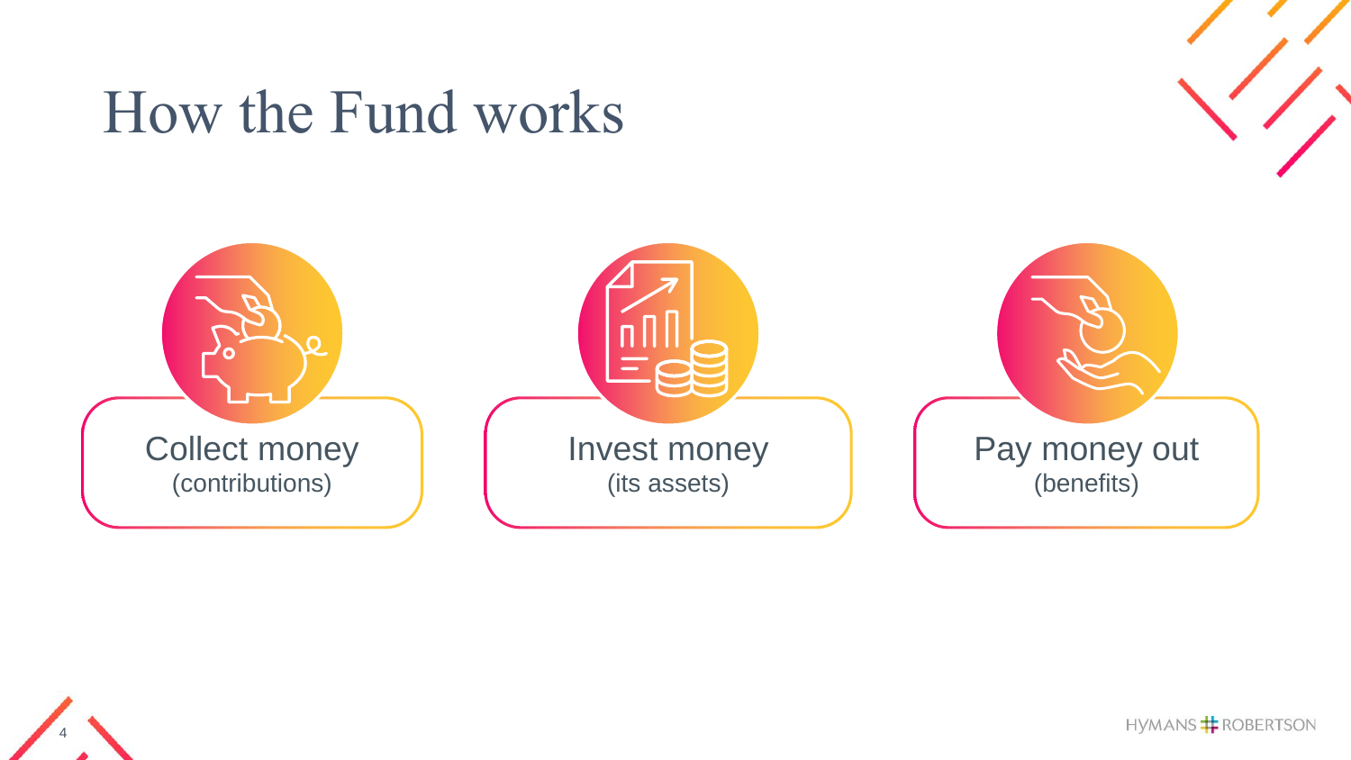# How the Fund works

Collect money
(contributions)

Invest money
(its assets)

Pay money out
(benefits)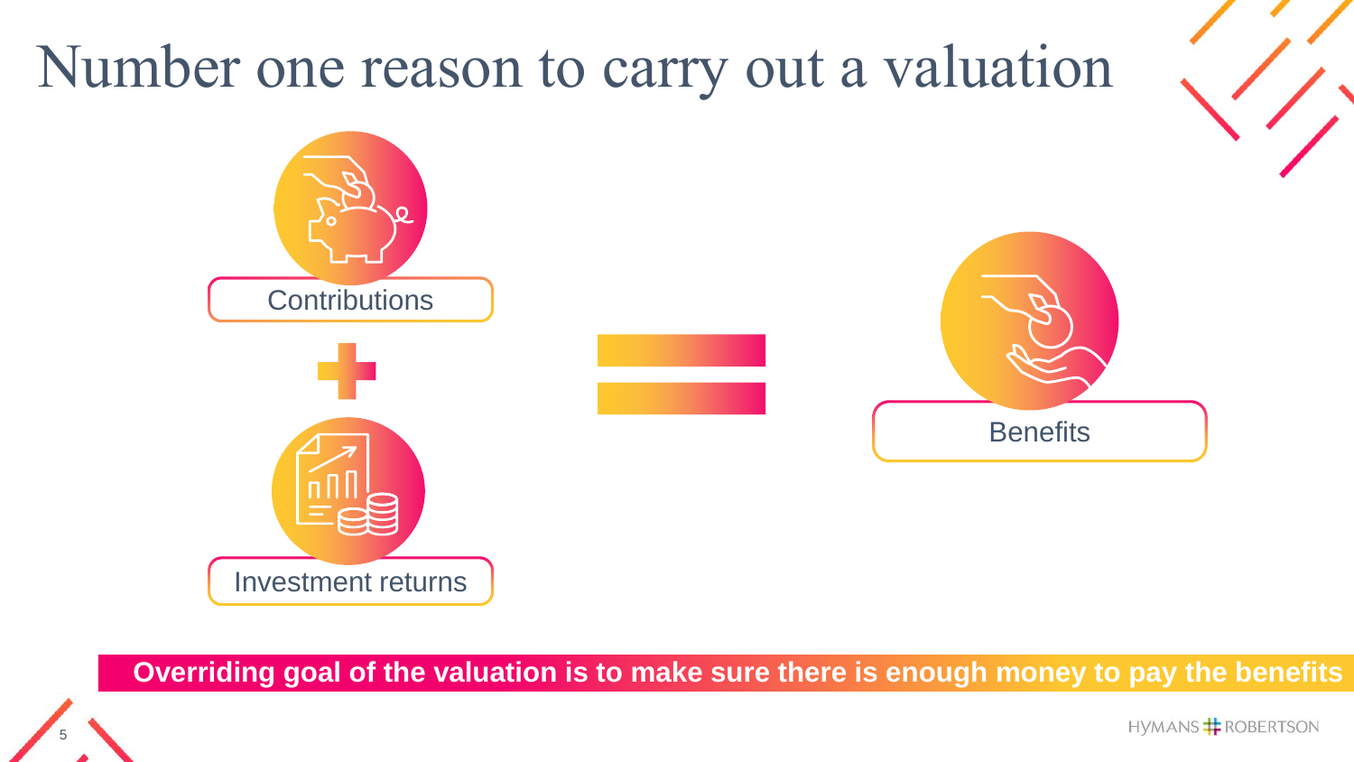# Number one reason to carry out a valuation

Contributions

+

Investment returns

=

Benefits

**Overriding goal of the valuation is to make sure there is enough money to pay the benefits**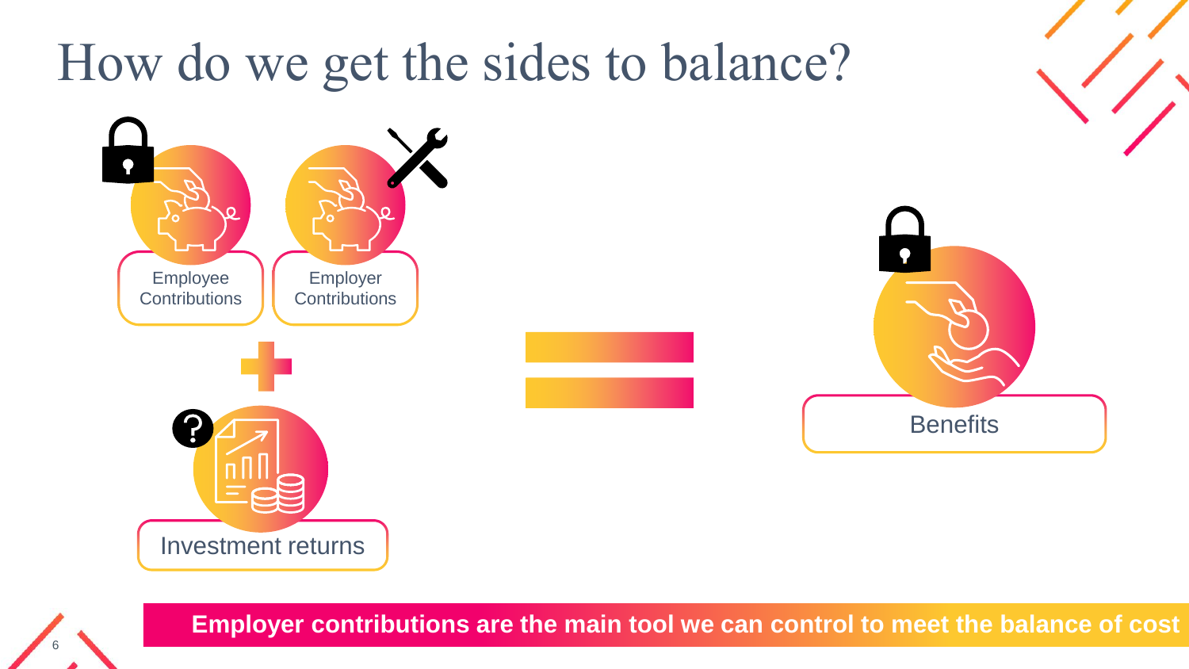# How do we get the sides to balance?

Employee Contributions

Employer Contributions

+

Investment returns

=

Benefits

**Employer contributions are the main tool we can control to meet the balance of cost**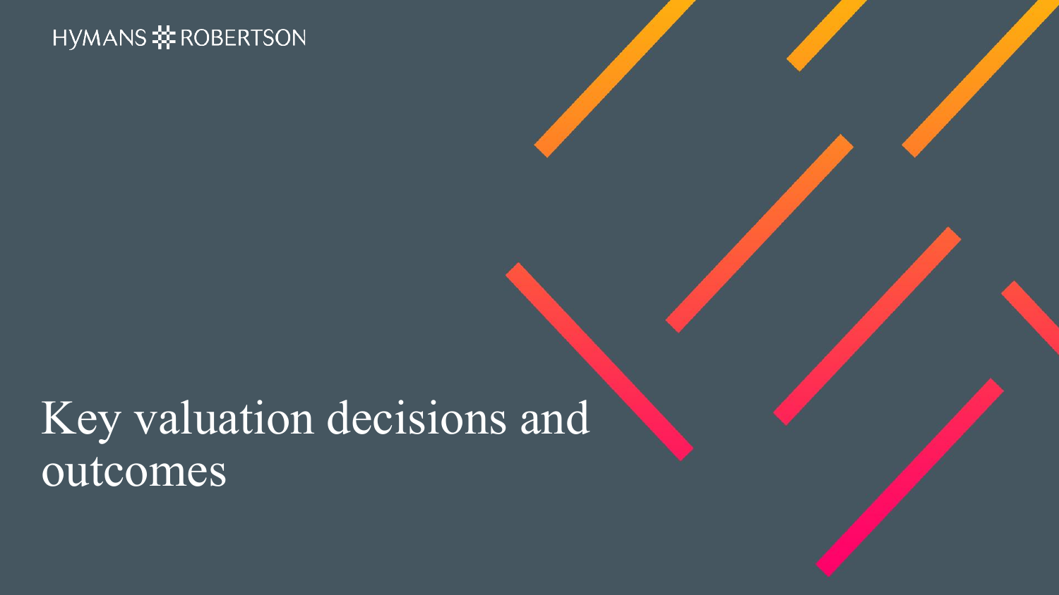# Key valuation decisions and outcomes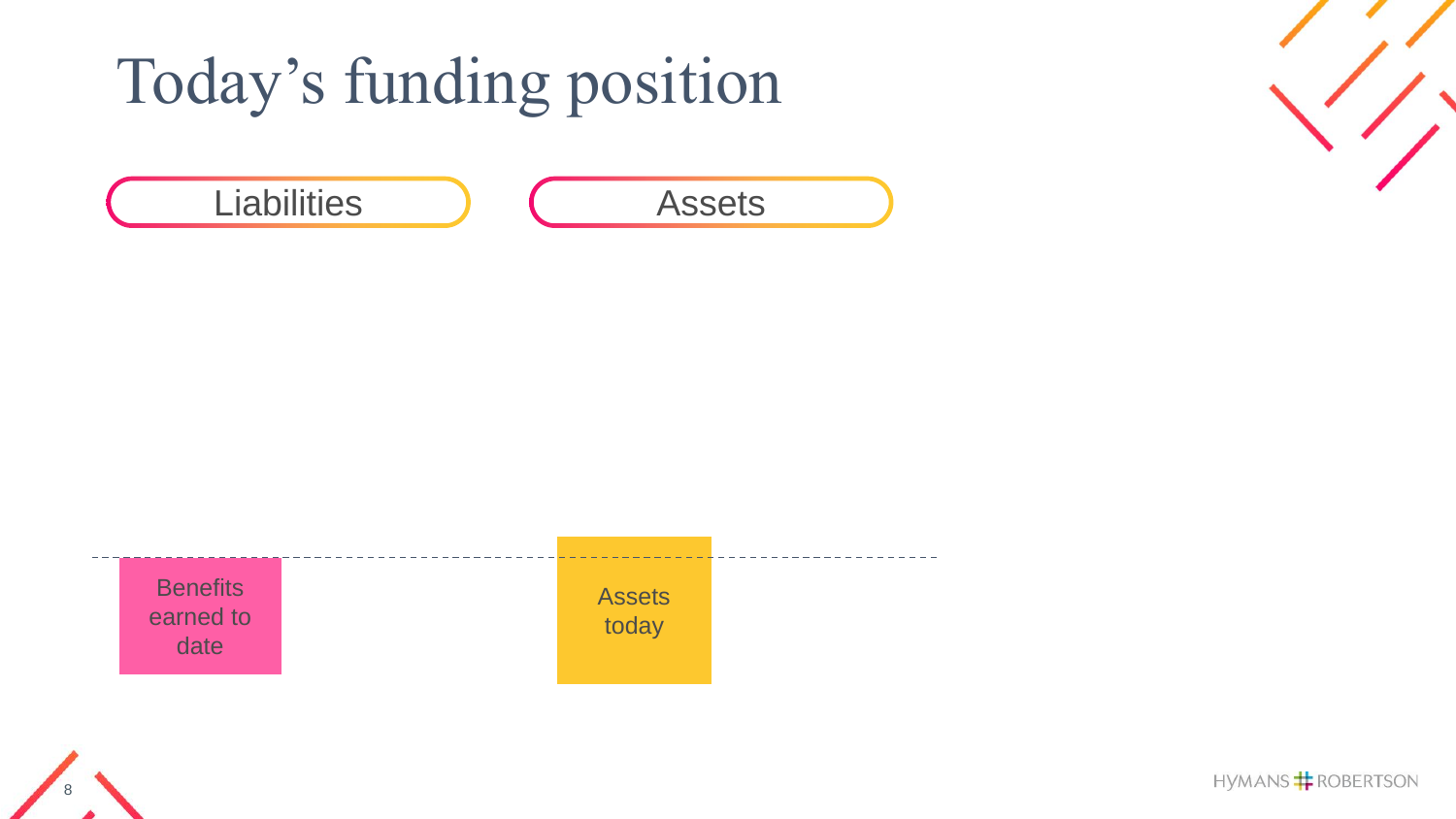# Today's funding position

Liabilities

Assets

Benefits earned to date

Assets today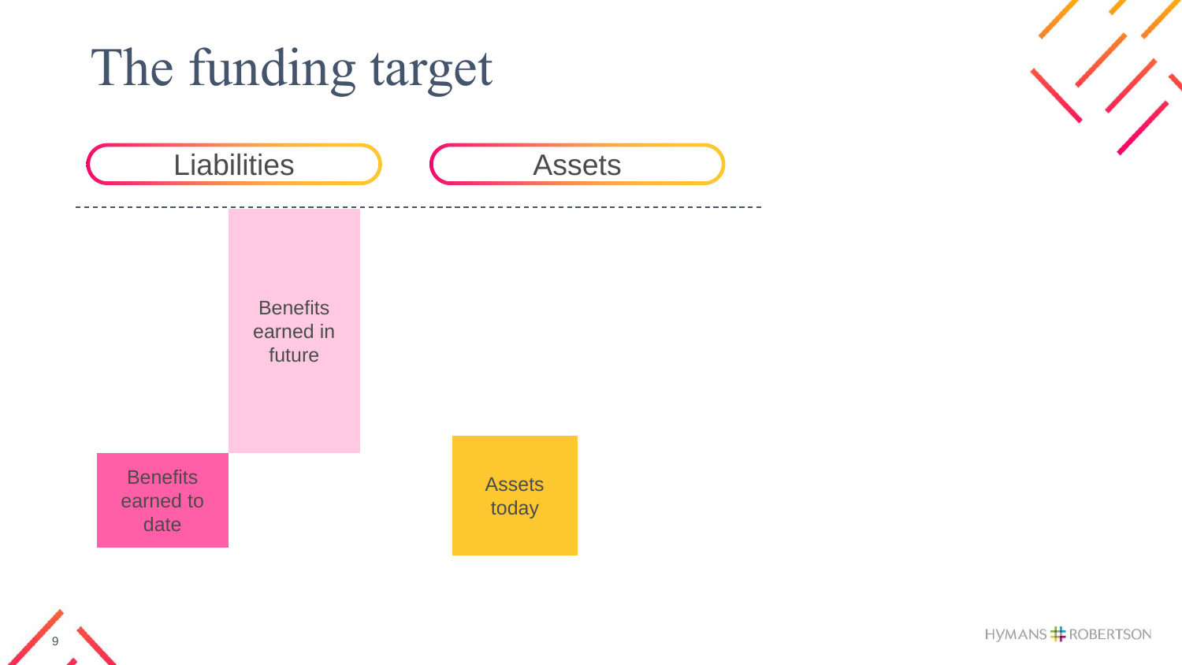# The funding target

**Liabilities**

- Benefits earned to date
- Benefits earned in future

**Assets**

- Assets today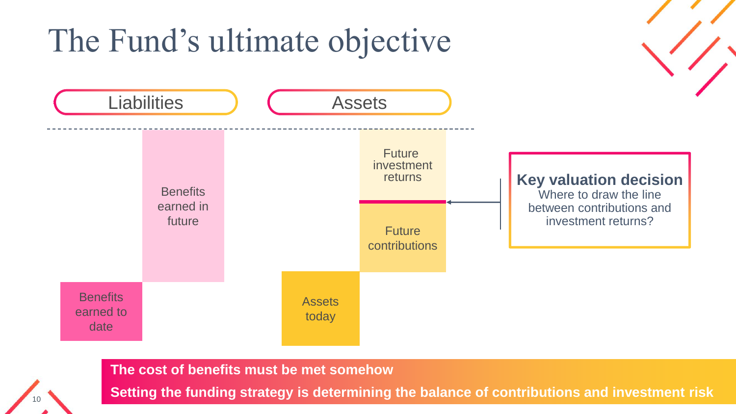# The Fund's ultimate objective

**Liabilities**

- Benefits earned in future
- Benefits earned to date

**Assets**

- Future investment returns
- Future contributions
- Assets today

**Key valuation decision**
Where to draw the line between contributions and investment returns?

**The cost of benefits must be met somehow**

**Setting the funding strategy is determining the balance of contributions and investment risk**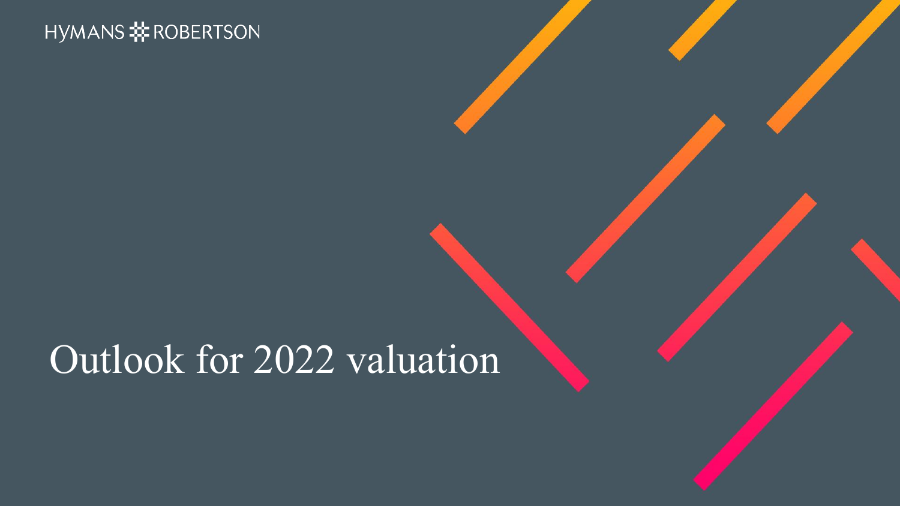HYMANS ROBERTSON

# Outlook for 2022 valuation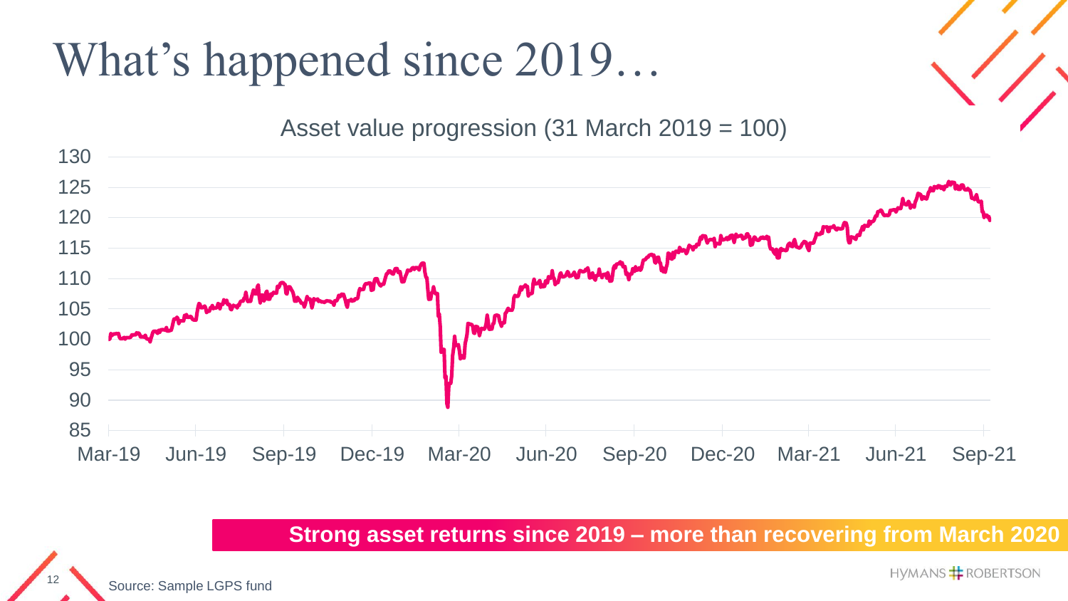# What's happened since 2019…

Asset value progression (31 March 2019 = 100)

**Strong asset returns since 2019 – more than recovering from March 2020**

Source: Sample LGPS fund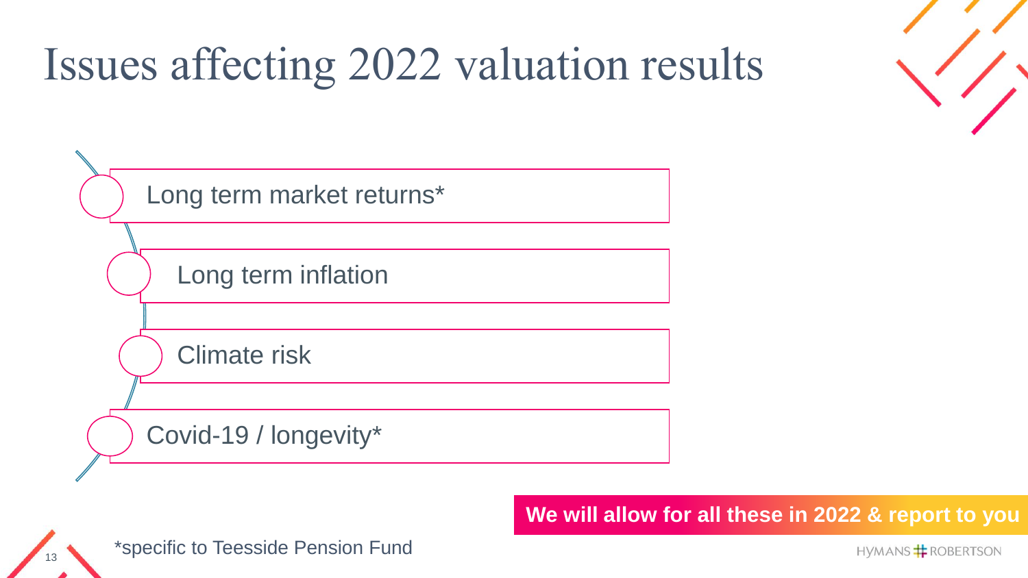# Issues affecting 2022 valuation results

- Long term market returns*
- Long term inflation
- Climate risk
- Covid-19 / longevity*

**We will allow for all these in 2022 & report to you**

*specific to Teesside Pension Fund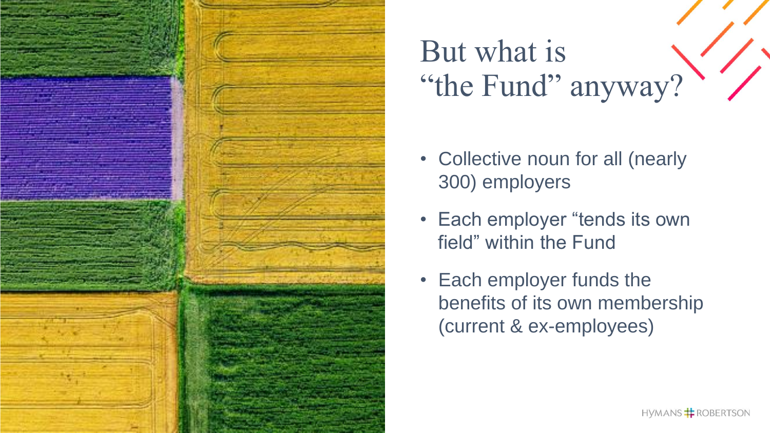# But what is "the Fund" anyway?

- Collective noun for all (nearly 300) employers
- Each employer "tends its own field" within the Fund
- Each employer funds the benefits of its own membership (current & ex-employees)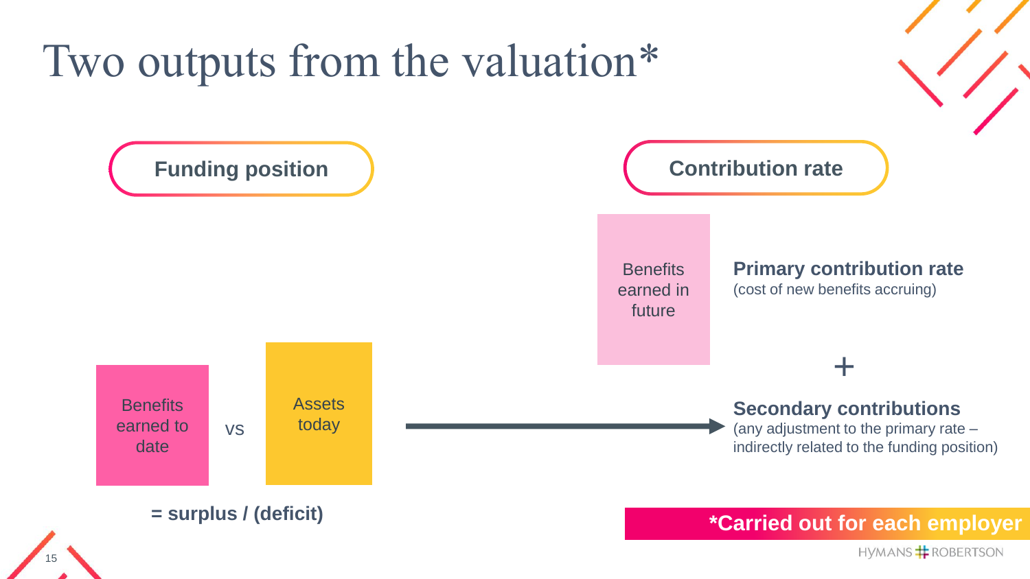# Two outputs from the valuation*

## Funding position

Benefits earned to date vs Assets today

= surplus / (deficit)

## Contribution rate

Benefits earned in future

**Primary contribution rate**
(cost of new benefits accruing)

+

**Secondary contributions**
(any adjustment to the primary rate – indirectly related to the funding position)

***Carried out for each employer**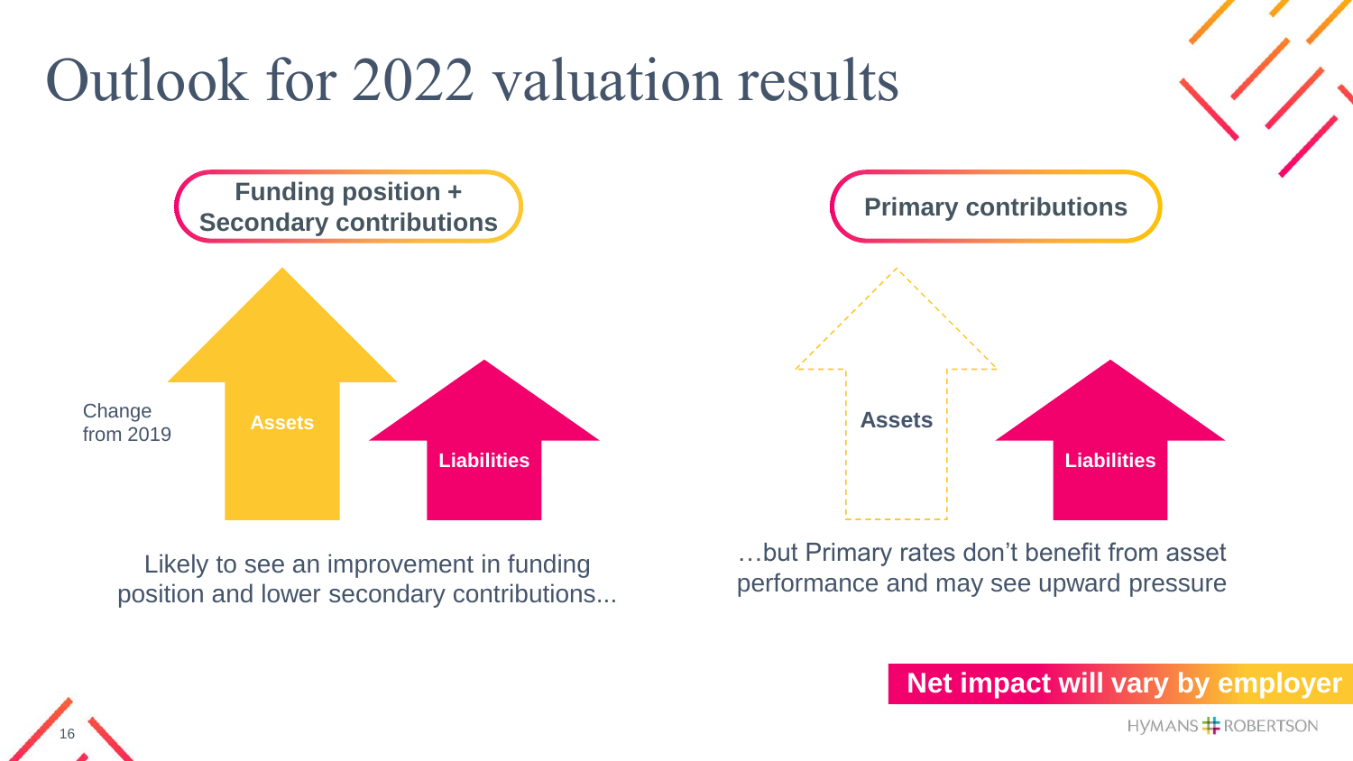# Outlook for 2022 valuation results

**Funding position + Secondary contributions**

Change from 2019

Assets

Liabilities

Likely to see an improvement in funding position and lower secondary contributions...

**Primary contributions**

Assets

Liabilities

…but Primary rates don't benefit from asset performance and may see upward pressure

**Net impact will vary by employer**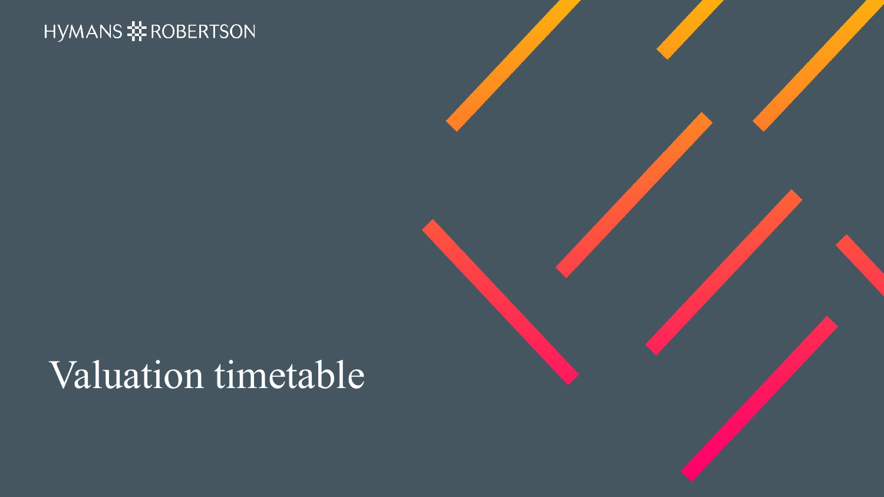HYMANS ROBERTSON

# Valuation timetable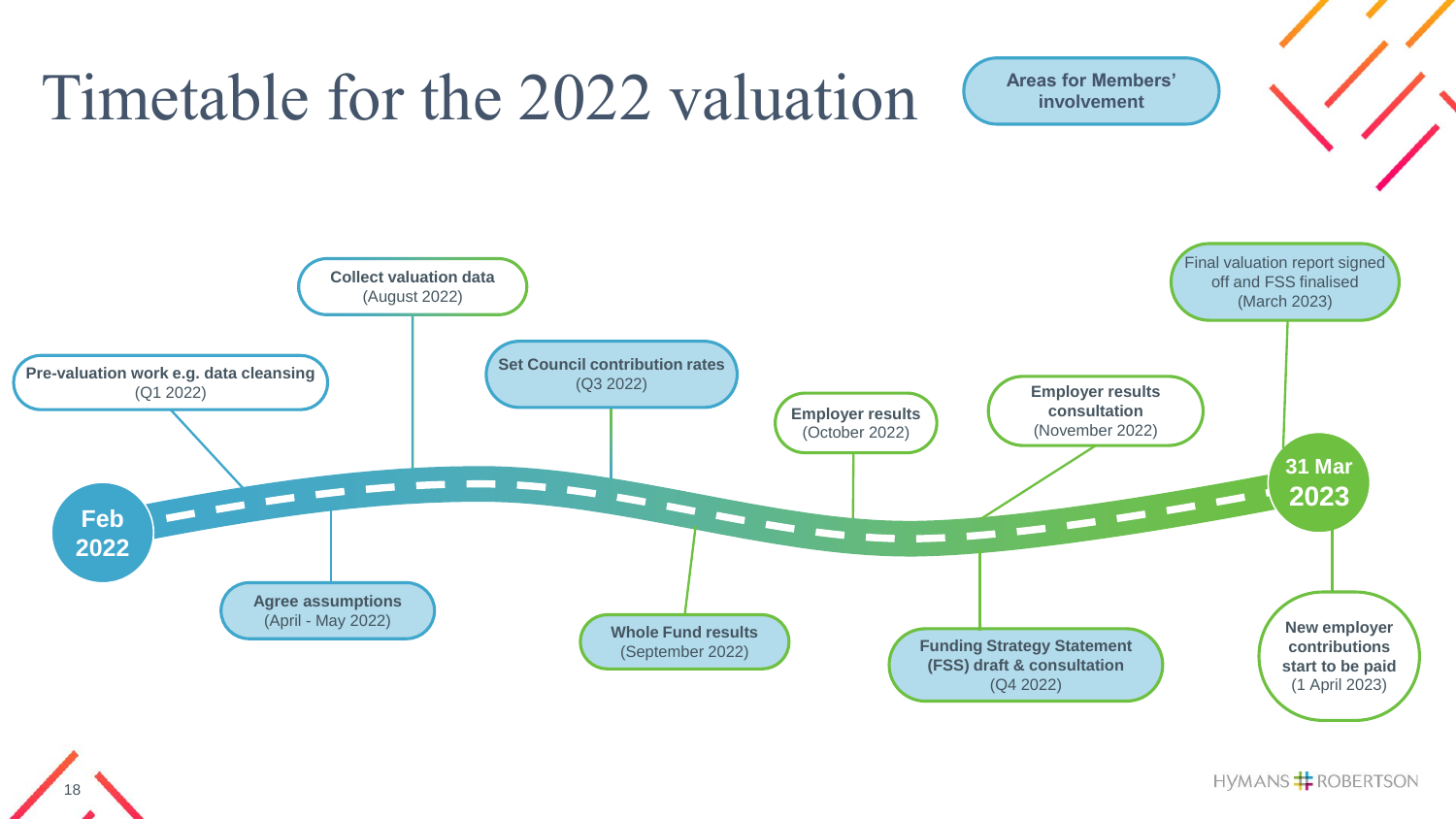# Timetable for the 2022 valuation

**Areas for Members' involvement**

**Feb 2022**

- **Pre-valuation work e.g. data cleansing** (Q1 2022)
- **Agree assumptions** (April - May 2022)
- **Collect valuation data** (August 2022)
- **Set Council contribution rates** (Q3 2022)
- **Whole Fund results** (September 2022)
- **Employer results** (October 2022)
- **Employer results consultation** (November 2022)
- **Funding Strategy Statement (FSS) draft & consultation** (Q4 2022)
- Final valuation report signed off and FSS finalised (March 2023)
- **New employer contributions start to be paid** (1 April 2023)

**31 Mar 2023**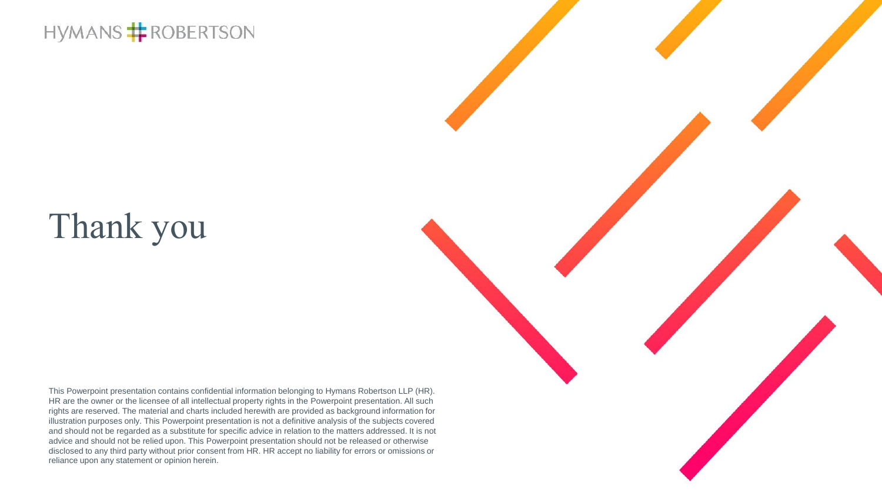HYMANS ROBERTSON

# Thank you

This Powerpoint presentation contains confidential information belonging to Hymans Robertson LLP (HR). HR are the owner or the licensee of all intellectual property rights in the Powerpoint presentation. All such rights are reserved. The material and charts included herewith are provided as background information for illustration purposes only. This Powerpoint presentation is not a definitive analysis of the subjects covered and should not be regarded as a substitute for specific advice in relation to the matters addressed. It is not advice and should not be relied upon. This Powerpoint presentation should not be released or otherwise disclosed to any third party without prior consent from HR. HR accept no liability for errors or omissions or reliance upon any statement or opinion herein.